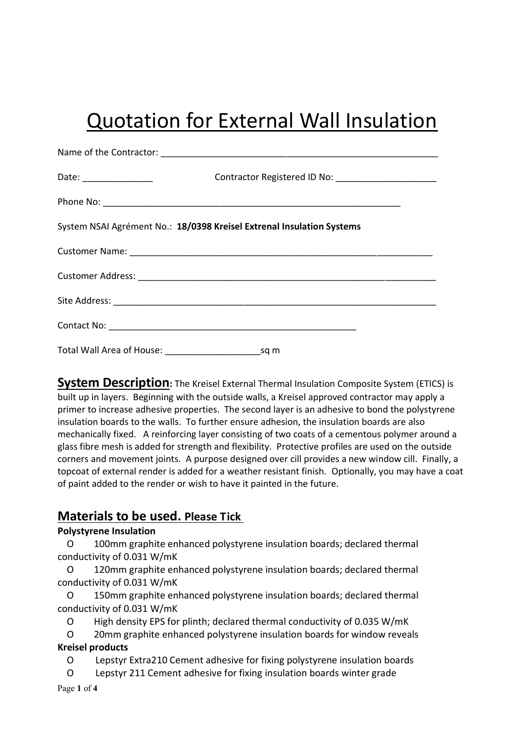# Quotation for External Wall Insulation

Name of the Contractor: ______________________________________________________

Date: ______________ Contractor Registered ID No: ____________________

Phone No: ___________________________________________________________

System NSAI Agrément No.: **18/0398 Kreisel Extrenal Insulation Systems**

Customer Name: _______________________________________________________________

Customer Address: _____________________________________________________________

Site Address: _________________________________________________________________

Contact No: ___________________________________________________

Total Wall Area of House: ___________________sq m

**System Description:** The Kreisel External Thermal Insulation Composite System (ETICS) is built up in layers. Beginning with the outside walls, a Kreisel approved contractor may apply a primer to increase adhesive properties. The second layer is an adhesive to bond the polystyrene insulation boards to the walls. To further ensure adhesion, the insulation boards are also mechanically fixed. A reinforcing layer consisting of two coats of a cementous polymer around a glass fibre mesh is added for strength and flexibility. Protective profiles are used on the outside corners and movement joints. A purpose designed over cill provides a new window cill. Finally, a topcoat of external render is added for a weather resistant finish. Optionally, you may have a coat of paint added to the render or wish to have it painted in the future.

## Materials to be used. Please Tick

**Polystyrene Insulation**

O 100mm graphite enhanced polystyrene insulation boards; declared thermal conductivity of 0.031 W/mK

O 120mm graphite enhanced polystyrene insulation boards; declared thermal conductivity of 0.031 W/mK

O 150mm graphite enhanced polystyrene insulation boards; declared thermal conductivity of 0.031 W/mK

O High density EPS for plinth; declared thermal conductivity of 0.035 W/mK

O 20mm graphite enhanced polystyrene insulation boards for window reveals

**Kreisel products**

O Lepstyr Extra210 Cement adhesive for fixing polystyrene insulation boards

O Lepstyr 211 Cement adhesive for fixing insulation boards winter grade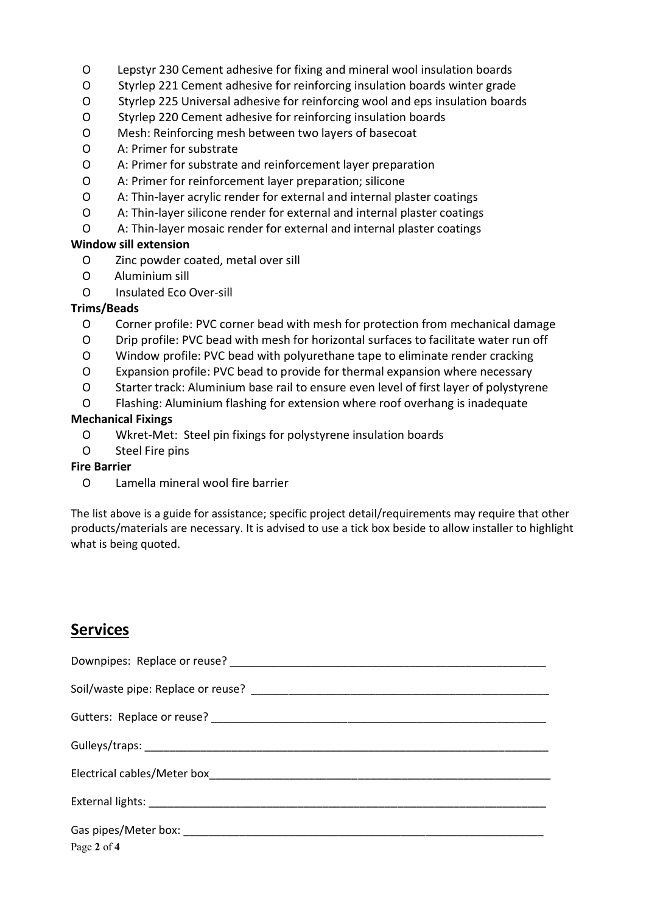- Lepstyr 230 Cement adhesive for fixing and mineral wool insulation boards
- Styrlep 221 Cement adhesive for reinforcing insulation boards winter grade
- Styrlep 225 Universal adhesive for reinforcing wool and eps insulation boards
- Styrlep 220 Cement adhesive for reinforcing insulation boards
- Mesh: Reinforcing mesh between two layers of basecoat
- A: Primer for substrate
- A: Primer for substrate and reinforcement layer preparation
- A: Primer for reinforcement layer preparation; silicone
- A: Thin-layer acrylic render for external and internal plaster coatings
- A: Thin-layer silicone render for external and internal plaster coatings
- A: Thin-layer mosaic render for external and internal plaster coatings

**Window sill extension**

- Zinc powder coated, metal over sill
- Aluminium sill
- Insulated Eco Over-sill

**Trims/Beads**

- Corner profile: PVC corner bead with mesh for protection from mechanical damage
- Drip profile: PVC bead with mesh for horizontal surfaces to facilitate water run off
- Window profile: PVC bead with polyurethane tape to eliminate render cracking
- Expansion profile: PVC bead to provide for thermal expansion where necessary
- Starter track: Aluminium base rail to ensure even level of first layer of polystyrene
- Flashing: Aluminium flashing for extension where roof overhang is inadequate

**Mechanical Fixings**

- Wkret-Met: Steel pin fixings for polystyrene insulation boards
- Steel Fire pins

**Fire Barrier**

- Lamella mineral wool fire barrier

The list above is a guide for assistance; specific project detail/requirements may require that other products/materials are necessary. It is advised to use a tick box beside to allow installer to highlight what is being quoted.

## Services

Downpipes: Replace or reuse? ____________________________________________________

Soil/waste pipe: Replace or reuse? ________________________________________________

Gutters: Replace or reuse? ______________________________________________________

Gulleys/traps: _______________________________________________________________

Electrical cables/Meter box_______________________________________________________

External lights: _______________________________________________________________

Gas pipes/Meter box: ___________________________________________________________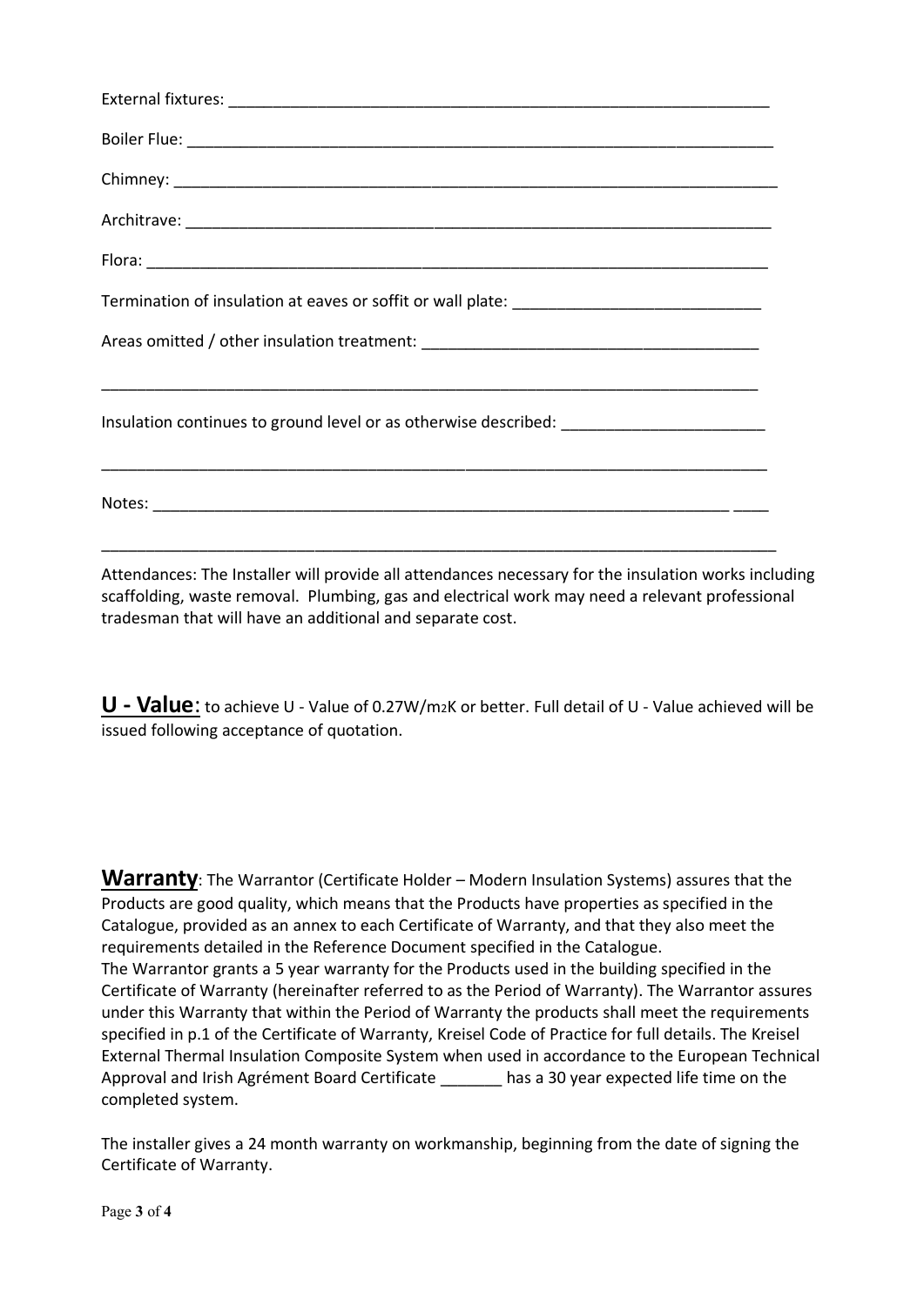External fixtures: ______________________________________________________________

Boiler Flue: ___________________________________________________________________

Chimney: ______________________________________________________________________

Architrave: ____________________________________________________________________

Flora: _________________________________________________________________________

Termination of insulation at eaves or soffit or wall plate: ____________________________

Areas omitted / other insulation treatment: ______________________________________

_____________________________________________________________________________

Insulation continues to ground level or as otherwise described: _______________________

_____________________________________________________________________________

Notes: _____________________________________________________________________ ____

_____________________________________________________________________________

Attendances: The Installer will provide all attendances necessary for the insulation works including scaffolding, waste removal. Plumbing, gas and electrical work may need a relevant professional tradesman that will have an additional and separate cost.

**U - Value**: to achieve U - Value of 0.27W/$m^2$K or better. Full detail of U - Value achieved will be issued following acceptance of quotation.

**Warranty**: The Warrantor (Certificate Holder – Modern Insulation Systems) assures that the Products are good quality, which means that the Products have properties as specified in the Catalogue, provided as an annex to each Certificate of Warranty, and that they also meet the requirements detailed in the Reference Document specified in the Catalogue.
The Warrantor grants a 5 year warranty for the Products used in the building specified in the Certificate of Warranty (hereinafter referred to as the Period of Warranty). The Warrantor assures under this Warranty that within the Period of Warranty the products shall meet the requirements specified in p.1 of the Certificate of Warranty, Kreisel Code of Practice for full details. The Kreisel External Thermal Insulation Composite System when used in accordance to the European Technical Approval and Irish Agrément Board Certificate _______ has a 30 year expected life time on the completed system.

The installer gives a 24 month warranty on workmanship, beginning from the date of signing the Certificate of Warranty.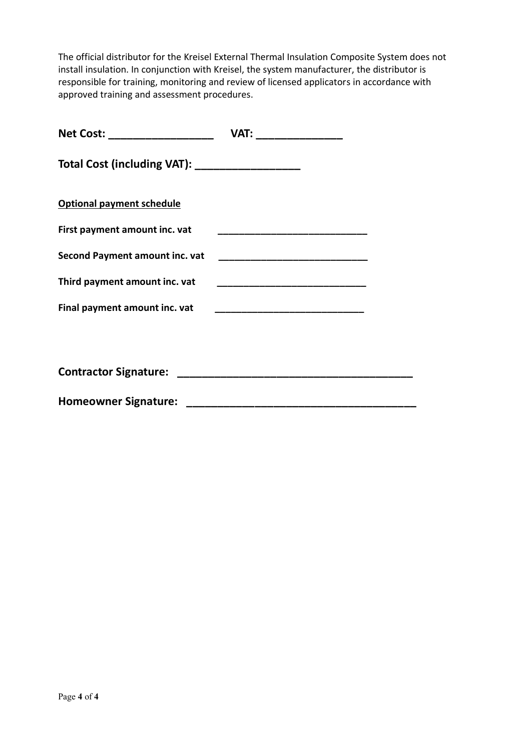The official distributor for the Kreisel External Thermal Insulation Composite System does not install insulation. In conjunction with Kreisel, the system manufacturer, the distributor is responsible for training, monitoring and review of licensed applicators in accordance with approved training and assessment procedures.

**Net Cost: _________________ VAT: ______________**

**Total Cost (including VAT): _________________**

**<u>Optional payment schedule</u>**

**First payment amount inc. vat** ___________________________

**Second Payment amount inc. vat** ___________________________

**Third payment amount inc. vat** ___________________________

**Final payment amount inc. vat** ___________________________

**Contractor Signature: _____________________________________**

**Homeowner Signature: _____________________________________**